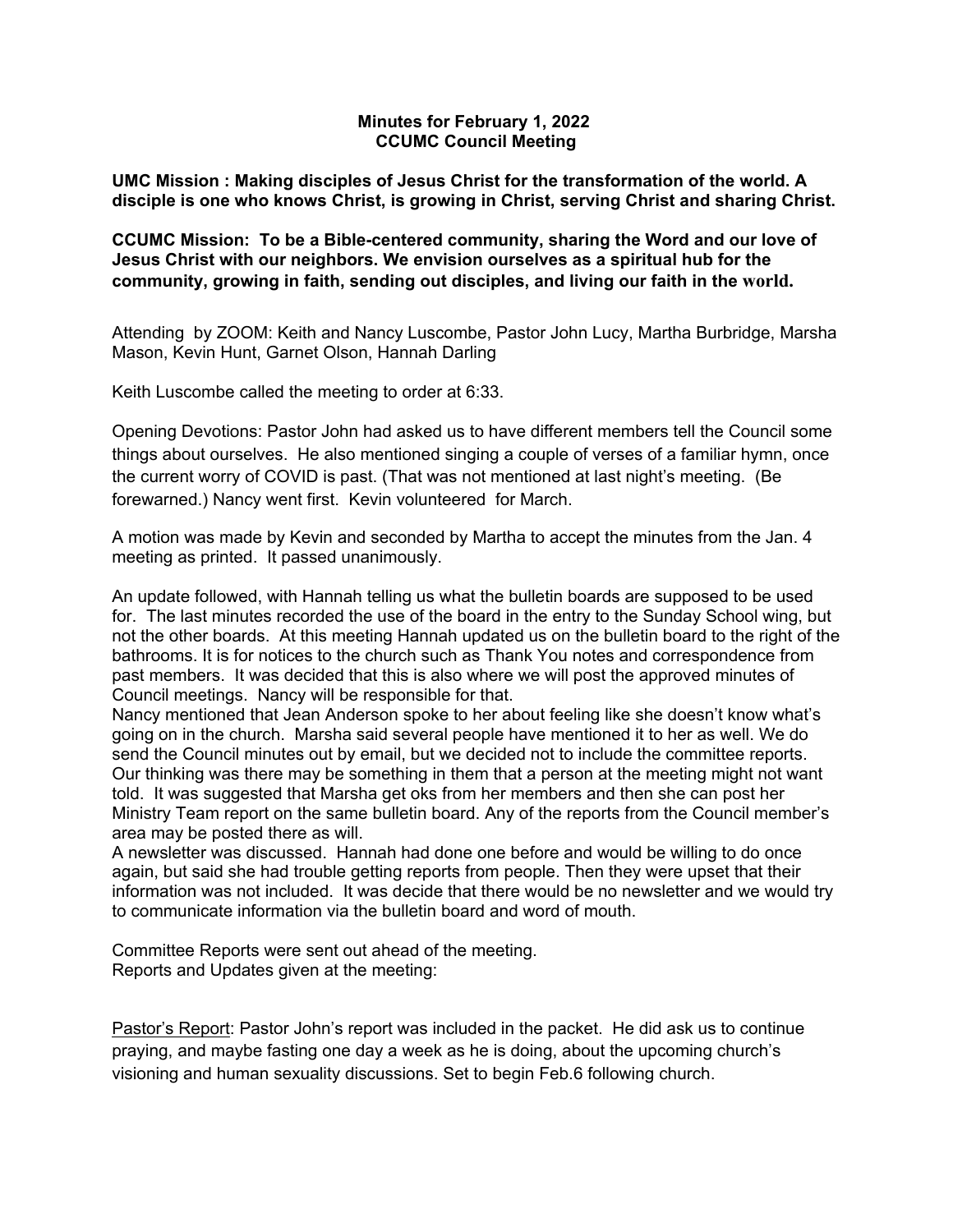**Minutes for February 1, 2022**
**CCUMC Council Meeting**

**UMC Mission : Making disciples of Jesus Christ for the transformation of the world. A disciple is one who knows Christ, is growing in Christ, serving Christ and sharing Christ.**

**CCUMC Mission: To be a Bible-centered community, sharing the Word and our love of Jesus Christ with our neighbors. We envision ourselves as a spiritual hub for the community, growing in faith, sending out disciples, and living our faith in the world.**

Attending by ZOOM: Keith and Nancy Luscombe, Pastor John Lucy, Martha Burbridge, Marsha Mason, Kevin Hunt, Garnet Olson, Hannah Darling

Keith Luscombe called the meeting to order at 6:33.

Opening Devotions: Pastor John had asked us to have different members tell the Council some things about ourselves. He also mentioned singing a couple of verses of a familiar hymn, once the current worry of COVID is past. (That was not mentioned at last night's meeting. (Be forewarned.) Nancy went first. Kevin volunteered for March.

A motion was made by Kevin and seconded by Martha to accept the minutes from the Jan. 4 meeting as printed. It passed unanimously.

An update followed, with Hannah telling us what the bulletin boards are supposed to be used for. The last minutes recorded the use of the board in the entry to the Sunday School wing, but not the other boards. At this meeting Hannah updated us on the bulletin board to the right of the bathrooms. It is for notices to the church such as Thank You notes and correspondence from past members. It was decided that this is also where we will post the approved minutes of Council meetings. Nancy will be responsible for that.
Nancy mentioned that Jean Anderson spoke to her about feeling like she doesn't know what's going on in the church. Marsha said several people have mentioned it to her as well. We do send the Council minutes out by email, but we decided not to include the committee reports. Our thinking was there may be something in them that a person at the meeting might not want told. It was suggested that Marsha get oks from her members and then she can post her Ministry Team report on the same bulletin board. Any of the reports from the Council member's area may be posted there as will.
A newsletter was discussed. Hannah had done one before and would be willing to do once again, but said she had trouble getting reports from people. Then they were upset that their information was not included. It was decide that there would be no newsletter and we would try to communicate information via the bulletin board and word of mouth.

Committee Reports were sent out ahead of the meeting.
Reports and Updates given at the meeting:

Pastor's Report: Pastor John's report was included in the packet. He did ask us to continue praying, and maybe fasting one day a week as he is doing, about the upcoming church's visioning and human sexuality discussions. Set to begin Feb.6 following church.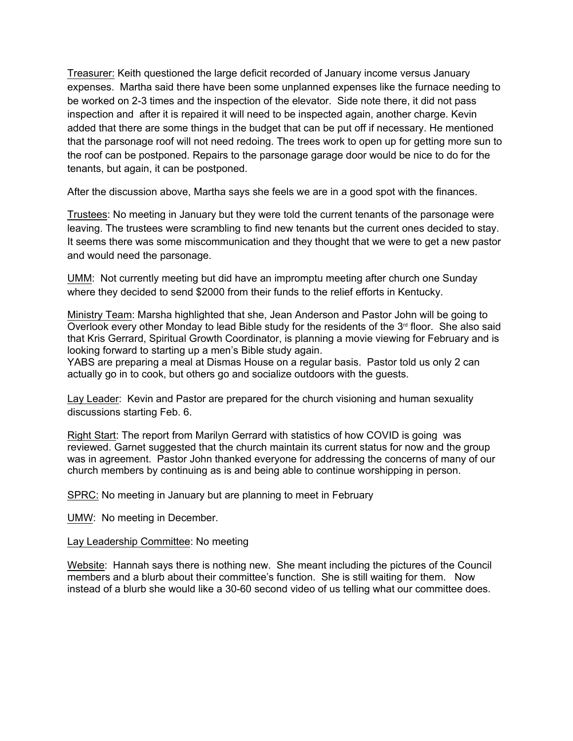Treasurer: Keith questioned the large deficit recorded of January income versus January expenses. Martha said there have been some unplanned expenses like the furnace needing to be worked on 2-3 times and the inspection of the elevator. Side note there, it did not pass inspection and after it is repaired it will need to be inspected again, another charge. Kevin added that there are some things in the budget that can be put off if necessary. He mentioned that the parsonage roof will not need redoing. The trees work to open up for getting more sun to the roof can be postponed. Repairs to the parsonage garage door would be nice to do for the tenants, but again, it can be postponed.

After the discussion above, Martha says she feels we are in a good spot with the finances.

Trustees: No meeting in January but they were told the current tenants of the parsonage were leaving. The trustees were scrambling to find new tenants but the current ones decided to stay. It seems there was some miscommunication and they thought that we were to get a new pastor and would need the parsonage.

UMM: Not currently meeting but did have an impromptu meeting after church one Sunday where they decided to send $2000 from their funds to the relief efforts in Kentucky.

Ministry Team: Marsha highlighted that she, Jean Anderson and Pastor John will be going to Overlook every other Monday to lead Bible study for the residents of the 3rd floor. She also said that Kris Gerrard, Spiritual Growth Coordinator, is planning a movie viewing for February and is looking forward to starting up a men's Bible study again.
YABS are preparing a meal at Dismas House on a regular basis. Pastor told us only 2 can actually go in to cook, but others go and socialize outdoors with the guests.

Lay Leader: Kevin and Pastor are prepared for the church visioning and human sexuality discussions starting Feb. 6.

Right Start: The report from Marilyn Gerrard with statistics of how COVID is going was reviewed. Garnet suggested that the church maintain its current status for now and the group was in agreement. Pastor John thanked everyone for addressing the concerns of many of our church members by continuing as is and being able to continue worshipping in person.

SPRC: No meeting in January but are planning to meet in February

UMW: No meeting in December.

Lay Leadership Committee: No meeting

Website: Hannah says there is nothing new. She meant including the pictures of the Council members and a blurb about their committee's function. She is still waiting for them. Now instead of a blurb she would like a 30-60 second video of us telling what our committee does.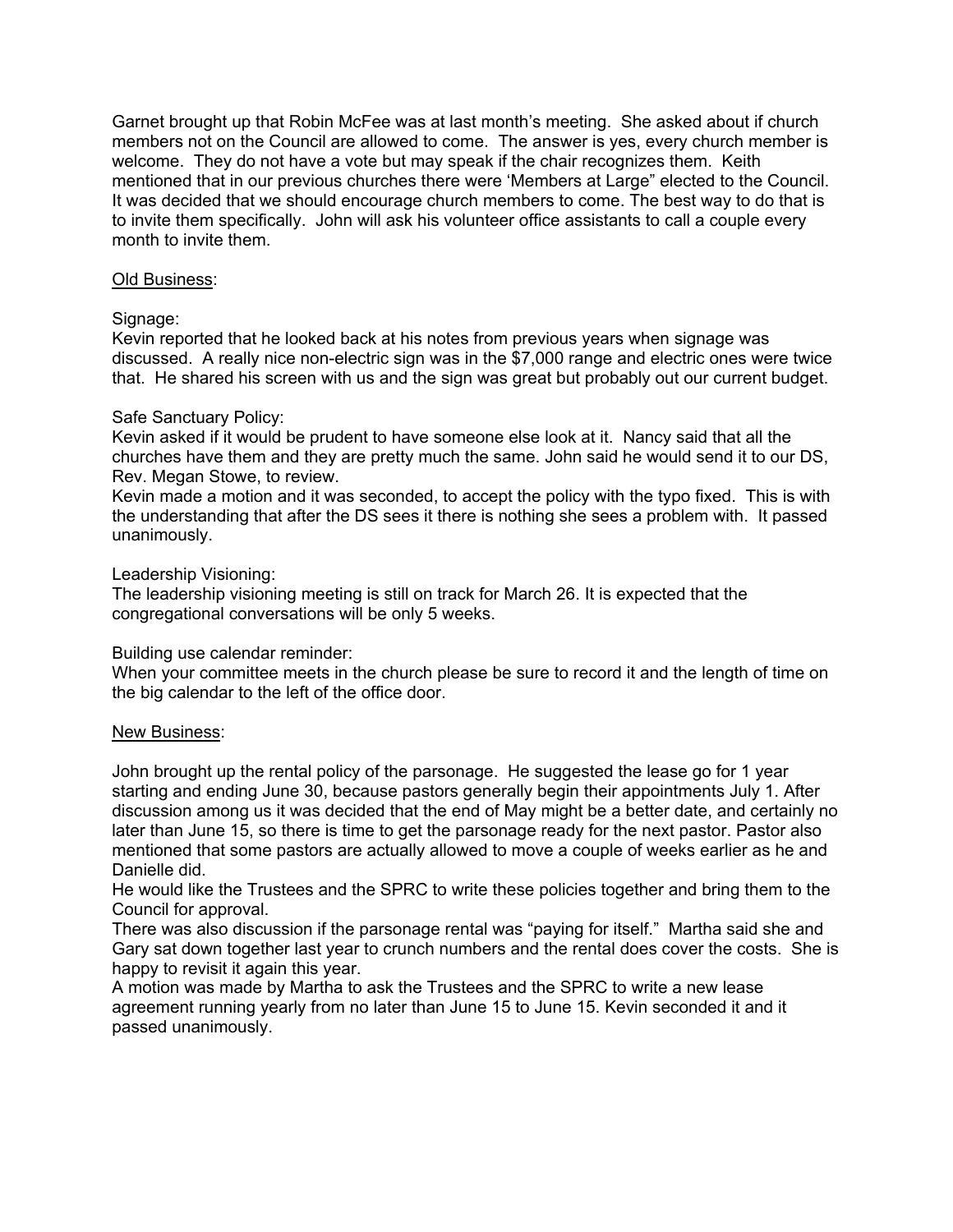Garnet brought up that Robin McFee was at last month's meeting. She asked about if church members not on the Council are allowed to come. The answer is yes, every church member is welcome. They do not have a vote but may speak if the chair recognizes them. Keith mentioned that in our previous churches there were 'Members at Large" elected to the Council. It was decided that we should encourage church members to come. The best way to do that is to invite them specifically. John will ask his volunteer office assistants to call a couple every month to invite them.

<u>Old Business</u>:

Signage:
Kevin reported that he looked back at his notes from previous years when signage was discussed. A really nice non-electric sign was in the $7,000 range and electric ones were twice that. He shared his screen with us and the sign was great but probably out our current budget.

Safe Sanctuary Policy:
Kevin asked if it would be prudent to have someone else look at it. Nancy said that all the churches have them and they are pretty much the same. John said he would send it to our DS, Rev. Megan Stowe, to review.
Kevin made a motion and it was seconded, to accept the policy with the typo fixed. This is with the understanding that after the DS sees it there is nothing she sees a problem with. It passed unanimously.

Leadership Visioning:
The leadership visioning meeting is still on track for March 26. It is expected that the congregational conversations will be only 5 weeks.

Building use calendar reminder:
When your committee meets in the church please be sure to record it and the length of time on the big calendar to the left of the office door.

<u>New Business</u>:

John brought up the rental policy of the parsonage. He suggested the lease go for 1 year starting and ending June 30, because pastors generally begin their appointments July 1. After discussion among us it was decided that the end of May might be a better date, and certainly no later than June 15, so there is time to get the parsonage ready for the next pastor. Pastor also mentioned that some pastors are actually allowed to move a couple of weeks earlier as he and Danielle did.
He would like the Trustees and the SPRC to write these policies together and bring them to the Council for approval.
There was also discussion if the parsonage rental was "paying for itself." Martha said she and Gary sat down together last year to crunch numbers and the rental does cover the costs. She is happy to revisit it again this year.
A motion was made by Martha to ask the Trustees and the SPRC to write a new lease agreement running yearly from no later than June 15 to June 15. Kevin seconded it and it passed unanimously.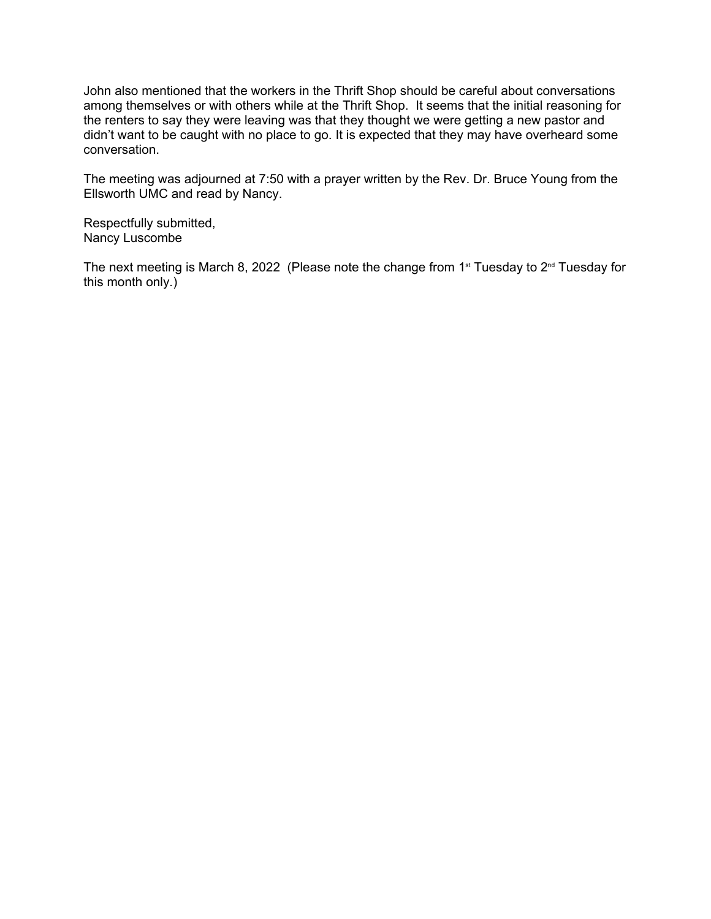John also mentioned that the workers in the Thrift Shop should be careful about conversations among themselves or with others while at the Thrift Shop.  It seems that the initial reasoning for the renters to say they were leaving was that they thought we were getting a new pastor and didn't want to be caught with no place to go. It is expected that they may have overheard some conversation.

The meeting was adjourned at 7:50 with a prayer written by the Rev. Dr. Bruce Young from the Ellsworth UMC and read by Nancy.

Respectfully submitted,
Nancy Luscombe

The next meeting is March 8, 2022  (Please note the change from 1st Tuesday to 2nd Tuesday for this month only.)